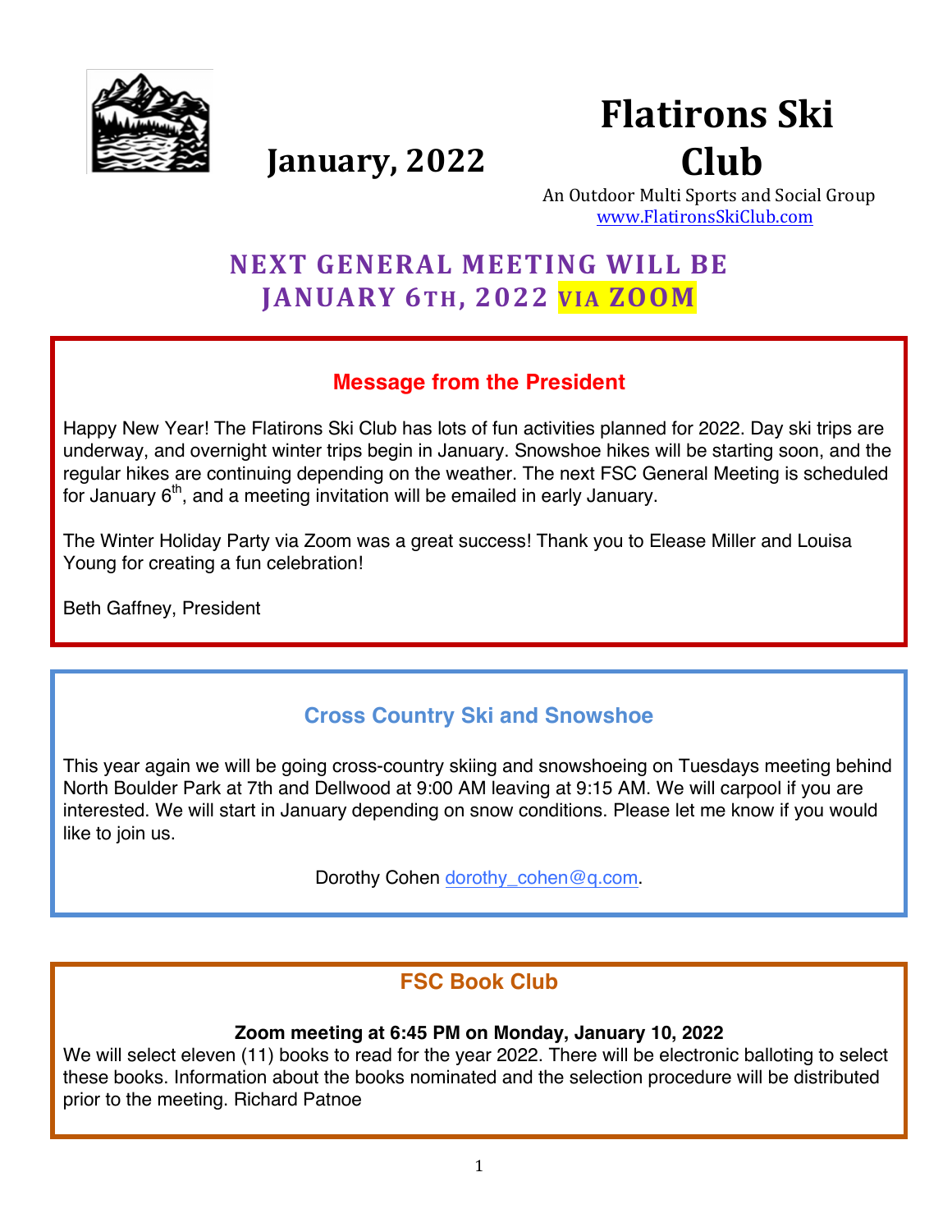# Flatirons Ski Club

## January, 2022

An Outdoor Multi Sports and Social Group
www.FlatironsSkiClub.com

## NEXT GENERAL MEETING WILL BE JANUARY 6TH, 2022 VIA ZOOM

### Message from the President

Happy New Year! The Flatirons Ski Club has lots of fun activities planned for 2022. Day ski trips are underway, and overnight winter trips begin in January. Snowshoe hikes will be starting soon, and the regular hikes are continuing depending on the weather. The next FSC General Meeting is scheduled for January 6th, and a meeting invitation will be emailed in early January.

The Winter Holiday Party via Zoom was a great success! Thank you to Elease Miller and Louisa Young for creating a fun celebration!

Beth Gaffney, President

### Cross Country Ski and Snowshoe

This year again we will be going cross-country skiing and snowshoeing on Tuesdays meeting behind North Boulder Park at 7th and Dellwood at 9:00 AM leaving at 9:15 AM. We will carpool if you are interested. We will start in January depending on snow conditions. Please let me know if you would like to join us.

Dorothy Cohen dorothy_cohen@q.com.

### FSC Book Club

**Zoom meeting at 6:45 PM on Monday, January 10, 2022**

We will select eleven (11) books to read for the year 2022. There will be electronic balloting to select these books. Information about the books nominated and the selection procedure will be distributed prior to the meeting. Richard Patnoe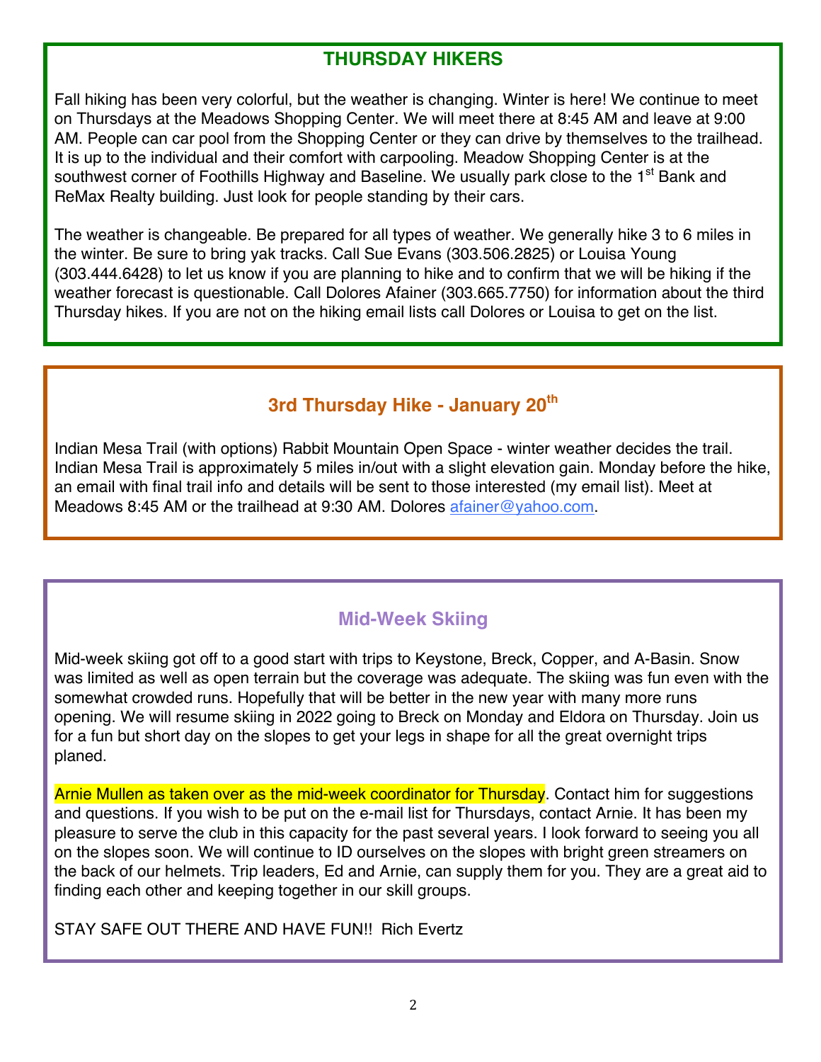## THURSDAY HIKERS

Fall hiking has been very colorful, but the weather is changing. Winter is here! We continue to meet on Thursdays at the Meadows Shopping Center. We will meet there at 8:45 AM and leave at 9:00 AM. People can car pool from the Shopping Center or they can drive by themselves to the trailhead. It is up to the individual and their comfort with carpooling. Meadow Shopping Center is at the southwest corner of Foothills Highway and Baseline. We usually park close to the 1st Bank and ReMax Realty building. Just look for people standing by their cars.

The weather is changeable. Be prepared for all types of weather. We generally hike 3 to 6 miles in the winter. Be sure to bring yak tracks. Call Sue Evans (303.506.2825) or Louisa Young (303.444.6428) to let us know if you are planning to hike and to confirm that we will be hiking if the weather forecast is questionable. Call Dolores Afainer (303.665.7750) for information about the third Thursday hikes. If you are not on the hiking email lists call Dolores or Louisa to get on the list.

## 3rd Thursday Hike - January 20th

Indian Mesa Trail (with options) Rabbit Mountain Open Space - winter weather decides the trail. Indian Mesa Trail is approximately 5 miles in/out with a slight elevation gain. Monday before the hike, an email with final trail info and details will be sent to those interested (my email list). Meet at Meadows 8:45 AM or the trailhead at 9:30 AM. Dolores afainer@yahoo.com.

## Mid-Week Skiing

Mid-week skiing got off to a good start with trips to Keystone, Breck, Copper, and A-Basin. Snow was limited as well as open terrain but the coverage was adequate. The skiing was fun even with the somewhat crowded runs. Hopefully that will be better in the new year with many more runs opening. We will resume skiing in 2022 going to Breck on Monday and Eldora on Thursday. Join us for a fun but short day on the slopes to get your legs in shape for all the great overnight trips planed.

Arnie Mullen as taken over as the mid-week coordinator for Thursday. Contact him for suggestions and questions. If you wish to be put on the e-mail list for Thursdays, contact Arnie. It has been my pleasure to serve the club in this capacity for the past several years. I look forward to seeing you all on the slopes soon. We will continue to ID ourselves on the slopes with bright green streamers on the back of our helmets. Trip leaders, Ed and Arnie, can supply them for you. They are a great aid to finding each other and keeping together in our skill groups.

STAY SAFE OUT THERE AND HAVE FUN!! Rich Evertz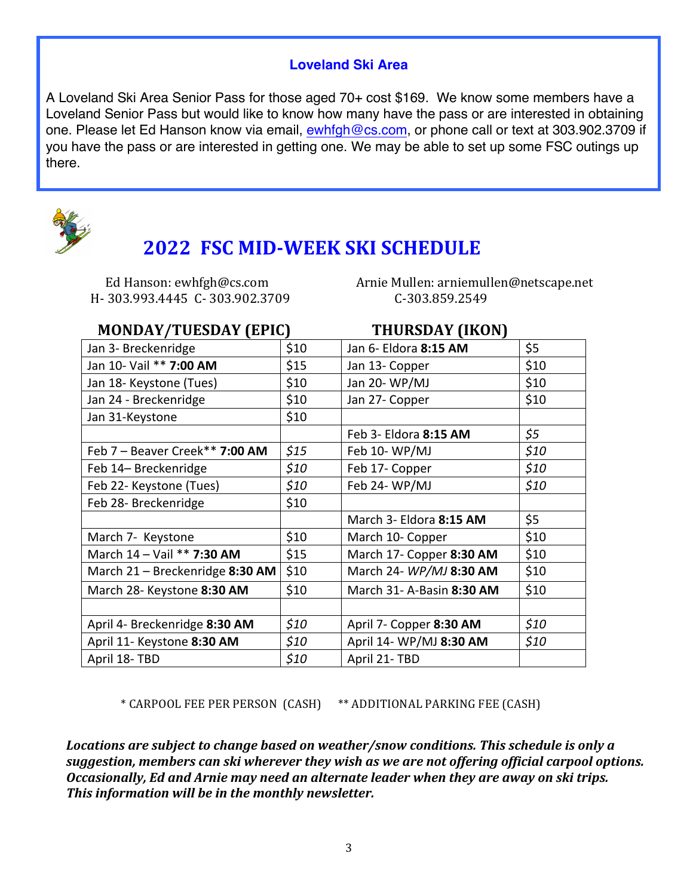## Loveland Ski Area

A Loveland Ski Area Senior Pass for those aged 70+ cost $169. We know some members have a Loveland Senior Pass but would like to know how many have the pass or are interested in obtaining one. Please let Ed Hanson know via email, ewhfgh@cs.com, or phone call or text at 303.902.3709 if you have the pass or are interested in getting one. We may be able to set up some FSC outings up there.

# 2022 FSC MID-WEEK SKI SCHEDULE

Ed Hanson: ewhfgh@cs.com
H- 303.993.4445 C- 303.902.3709

Arnie Mullen: arniemullen@netscape.net
C-303.859.2549

| MONDAY/TUESDAY (EPIC) | | THURSDAY (IKON) | |
|---|---|---|---|
| Jan 3- Breckenridge | $10 | Jan 6- Eldora **8:15 AM** | $5 |
| Jan 10- Vail ** **7:00 AM** | $15 | Jan 13- Copper | $10 |
| Jan 18- Keystone (Tues) | $10 | Jan 20- WP/MJ | $10 |
| Jan 24 - Breckenridge | $10 | Jan 27- Copper | $10 |
| Jan 31-Keystone | $10 | | |
| | | Feb 3- Eldora **8:15 AM** | *$5* |
| Feb 7 – Beaver Creek** **7:00 AM** | *$15* | Feb 10- WP/MJ | *$10* |
| Feb 14– Breckenridge | *$10* | Feb 17- Copper | *$10* |
| Feb 22- Keystone (Tues) | *$10* | Feb 24- WP/MJ | *$10* |
| Feb 28- Breckenridge | $10 | | |
| | | March 3- Eldora **8:15 AM** | $5 |
| March 7- Keystone | $10 | March 10- Copper | $10 |
| March 14 – Vail ** **7:30 AM** | $15 | March 17- Copper **8:30 AM** | $10 |
| March 21 – Breckenridge **8:30 AM** | $10 | March 24- *WP/MJ* **8:30 AM** | $10 |
| March 28- Keystone **8:30 AM** | $10 | March 31- A-Basin **8:30 AM** | $10 |
| | | | |
| April 4- Breckenridge **8:30 AM** | *$10* | April 7- Copper **8:30 AM** | *$10* |
| April 11- Keystone **8:30 AM** | *$10* | April 14- WP/MJ **8:30 AM** | *$10* |
| April 18- TBD | *$10* | April 21- TBD | |

\* CARPOOL FEE PER PERSON (CASH) ** ADDITIONAL PARKING FEE (CASH)

***Locations are subject to change based on weather/snow conditions. This schedule is only a suggestion, members can ski wherever they wish as we are not offering official carpool options. Occasionally, Ed and Arnie may need an alternate leader when they are away on ski trips. This information will be in the monthly newsletter.***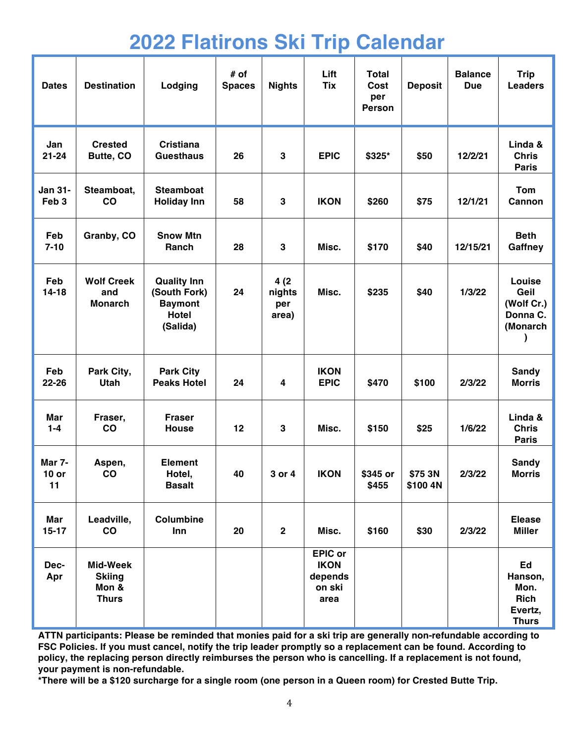# 2022 Flatirons Ski Trip Calendar

| Dates | Destination | Lodging | # of Spaces | Nights | Lift Tix | Total Cost per Person | Deposit | Balance Due | Trip Leaders |
|---|---|---|---|---|---|---|---|---|---|
| Jan 21-24 | Crested Butte, CO | Cristiana Guesthaus | 26 | 3 | EPIC | $325* | $50 | 12/2/21 | Linda & Chris Paris |
| Jan 31-Feb 3 | Steamboat, CO | Steamboat Holiday Inn | 58 | 3 | IKON | $260 | $75 | 12/1/21 | Tom Cannon |
| Feb 7-10 | Granby, CO | Snow Mtn Ranch | 28 | 3 | Misc. | $170 | $40 | 12/15/21 | Beth Gaffney |
| Feb 14-18 | Wolf Creek and Monarch | Quality Inn (South Fork) Baymont Hotel (Salida) | 24 | 4 (2 nights per area) | Misc. | $235 | $40 | 1/3/22 | Louise Geil (Wolf Cr.) Donna C. (Monarch) |
| Feb 22-26 | Park City, Utah | Park City Peaks Hotel | 24 | 4 | IKON EPIC | $470 | $100 | 2/3/22 | Sandy Morris |
| Mar 1-4 | Fraser, CO | Fraser House | 12 | 3 | Misc. | $150 | $25 | 1/6/22 | Linda & Chris Paris |
| Mar 7-10 or 11 | Aspen, CO | Element Hotel, Basalt | 40 | 3 or 4 | IKON | $345 or $455 | $75 3N $100 4N | 2/3/22 | Sandy Morris |
| Mar 15-17 | Leadville, CO | Columbine Inn | 20 | 2 | Misc. | $160 | $30 | 2/3/22 | Elease Miller |
| Dec-Apr | Mid-Week Skiing Mon & Thurs | | | | EPIC or IKON depends on ski area | | | | Ed Hanson, Mon. Rich Evertz, Thurs |

**ATTN participants: Please be reminded that monies paid for a ski trip are generally non-refundable according to FSC Policies. If you must cancel, notify the trip leader promptly so a replacement can be found. According to policy, the replacing person directly reimburses the person who is cancelling. If a replacement is not found, your payment is non-refundable.**

**\*There will be a $120 surcharge for a single room (one person in a Queen room) for Crested Butte Trip.**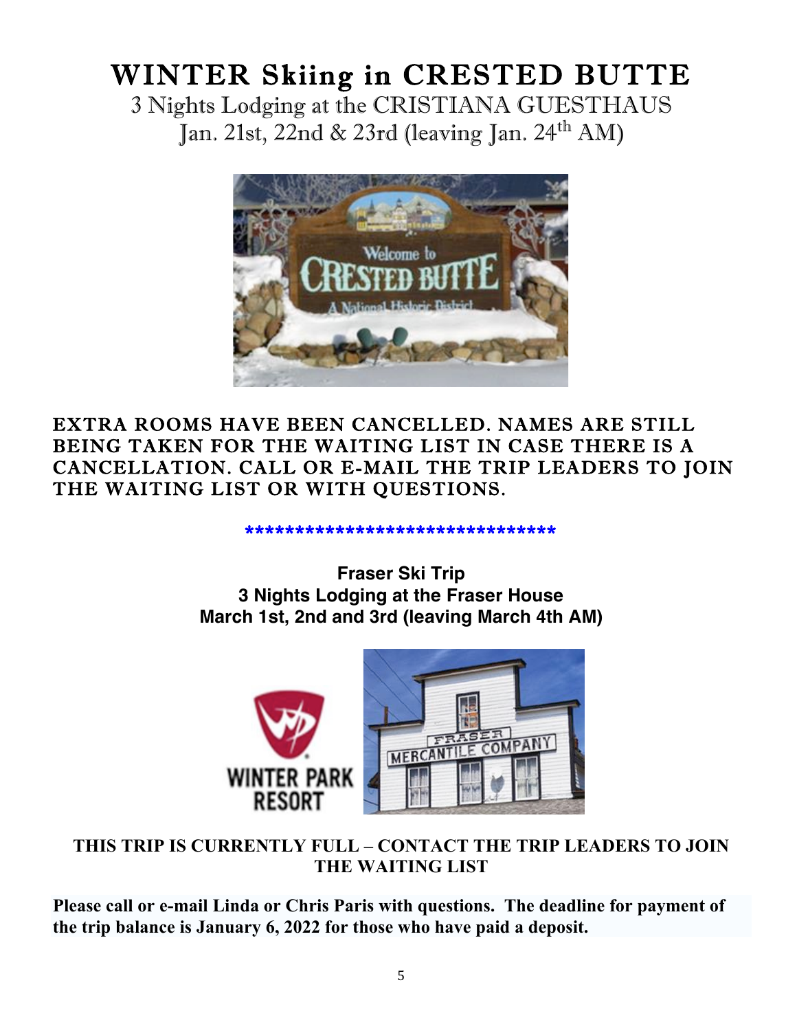# WINTER Skiing in CRESTED BUTTE

3 Nights Lodging at the CRISTIANA GUESTHAUS
Jan. 21st, 22nd & 23rd (leaving Jan. 24th AM)

**EXTRA ROOMS HAVE BEEN CANCELLED. NAMES ARE STILL BEING TAKEN FOR THE WAITING LIST IN CASE THERE IS A CANCELLATION. CALL OR E-MAIL THE TRIP LEADERS TO JOIN THE WAITING LIST OR WITH QUESTIONS.**

**********************************

**Fraser Ski Trip**
**3 Nights Lodging at the Fraser House**
**March 1st, 2nd and 3rd (leaving March 4th AM)**

**THIS TRIP IS CURRENTLY FULL – CONTACT THE TRIP LEADERS TO JOIN THE WAITING LIST**

**Please call or e-mail Linda or Chris Paris with questions. The deadline for payment of the trip balance is January 6, 2022 for those who have paid a deposit.**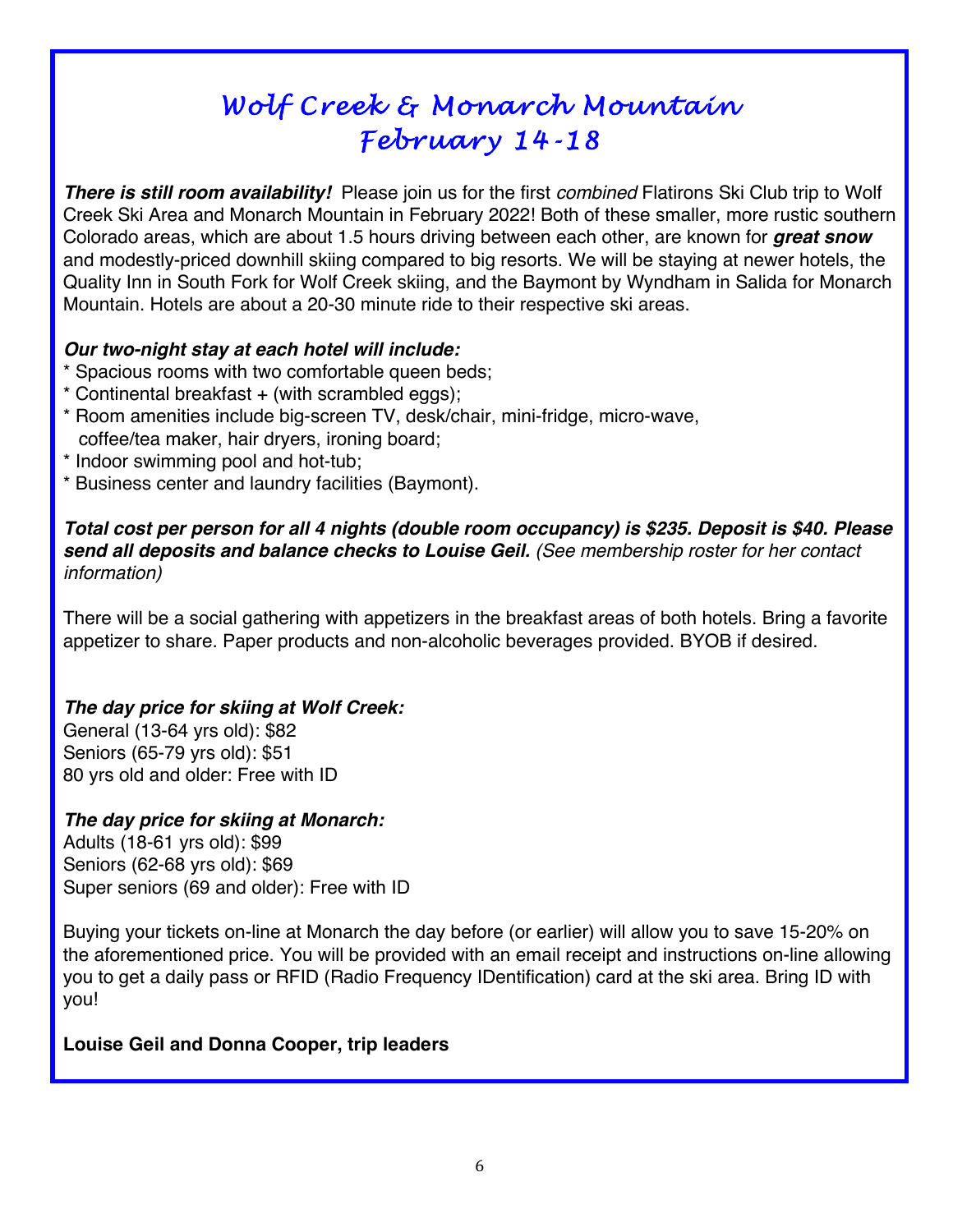# Wolf Creek & Monarch Mountain
# February 14-18

***There is still room availability!*** Please join us for the first *combined* Flatirons Ski Club trip to Wolf Creek Ski Area and Monarch Mountain in February 2022! Both of these smaller, more rustic southern Colorado areas, which are about 1.5 hours driving between each other, are known for ***great snow*** and modestly-priced downhill skiing compared to big resorts. We will be staying at newer hotels, the Quality Inn in South Fork for Wolf Creek skiing, and the Baymont by Wyndham in Salida for Monarch Mountain. Hotels are about a 20-30 minute ride to their respective ski areas.

***Our two-night stay at each hotel will include:***

* Spacious rooms with two comfortable queen beds;
* Continental breakfast + (with scrambled eggs);
* Room amenities include big-screen TV, desk/chair, mini-fridge, micro-wave, coffee/tea maker, hair dryers, ironing board;
* Indoor swimming pool and hot-tub;
* Business center and laundry facilities (Baymont).

***Total cost per person for all 4 nights (double room occupancy) is $235. Deposit is $40. Please send all deposits and balance checks to Louise Geil.*** *(See membership roster for her contact information)*

There will be a social gathering with appetizers in the breakfast areas of both hotels. Bring a favorite appetizer to share. Paper products and non-alcoholic beverages provided. BYOB if desired.

***The day price for skiing at Wolf Creek:***
General (13-64 yrs old): $82
Seniors (65-79 yrs old): $51
80 yrs old and older: Free with ID

***The day price for skiing at Monarch:***
Adults (18-61 yrs old): $99
Seniors (62-68 yrs old): $69
Super seniors (69 and older): Free with ID

Buying your tickets on-line at Monarch the day before (or earlier) will allow you to save 15-20% on the aforementioned price. You will be provided with an email receipt and instructions on-line allowing you to get a daily pass or RFID (Radio Frequency IDentification) card at the ski area. Bring ID with you!

**Louise Geil and Donna Cooper, trip leaders**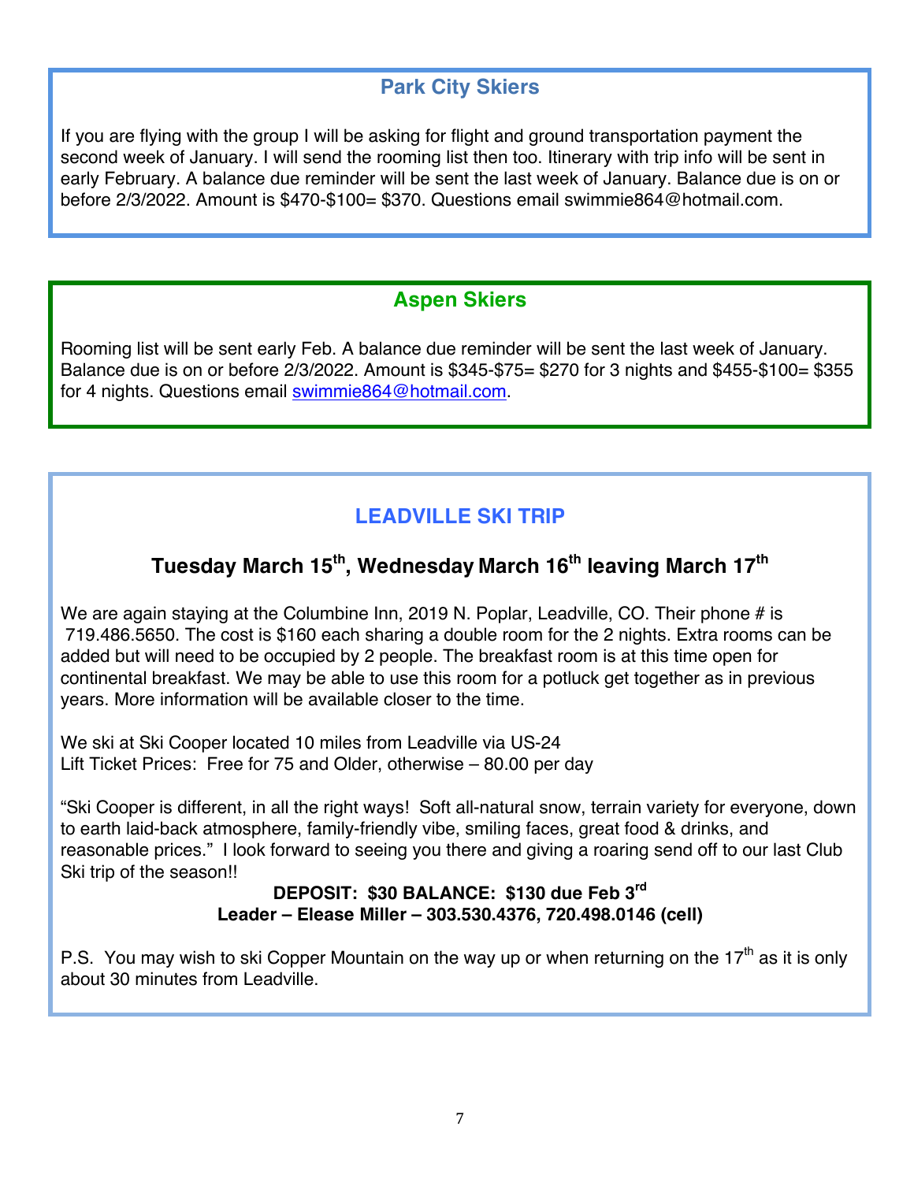## Park City Skiers

If you are flying with the group I will be asking for flight and ground transportation payment the second week of January. I will send the rooming list then too. Itinerary with trip info will be sent in early February. A balance due reminder will be sent the last week of January. Balance due is on or before 2/3/2022. Amount is $470-$100= $370. Questions email swimmie864@hotmail.com.

## Aspen Skiers

Rooming list will be sent early Feb. A balance due reminder will be sent the last week of January. Balance due is on or before 2/3/2022. Amount is $345-$75= $270 for 3 nights and $455-$100= $355 for 4 nights. Questions email swimmie864@hotmail.com.

## LEADVILLE SKI TRIP

### Tuesday March 15th, Wednesday March 16th leaving March 17th

We are again staying at the Columbine Inn, 2019 N. Poplar, Leadville, CO. Their phone # is 719.486.5650. The cost is $160 each sharing a double room for the 2 nights. Extra rooms can be added but will need to be occupied by 2 people. The breakfast room is at this time open for continental breakfast. We may be able to use this room for a potluck get together as in previous years. More information will be available closer to the time.

We ski at Ski Cooper located 10 miles from Leadville via US-24
Lift Ticket Prices: Free for 75 and Older, otherwise – 80.00 per day

"Ski Cooper is different, in all the right ways! Soft all-natural snow, terrain variety for everyone, down to earth laid-back atmosphere, family-friendly vibe, smiling faces, great food & drinks, and reasonable prices." I look forward to seeing you there and giving a roaring send off to our last Club Ski trip of the season!!

**DEPOSIT: $30 BALANCE: $130 due Feb 3rd**
**Leader – Elease Miller – 303.530.4376, 720.498.0146 (cell)**

P.S. You may wish to ski Copper Mountain on the way up or when returning on the 17th as it is only about 30 minutes from Leadville.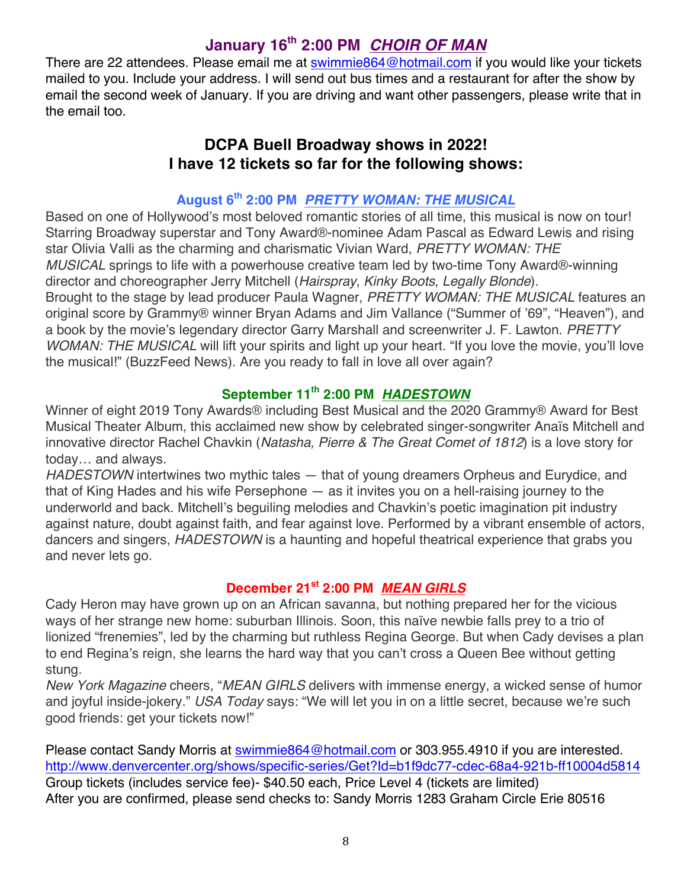## January 16th 2:00 PM *CHOIR OF MAN*

There are 22 attendees. Please email me at swimmie864@hotmail.com if you would like your tickets mailed to you. Include your address. I will send out bus times and a restaurant for after the show by email the second week of January. If you are driving and want other passengers, please write that in the email too.

## DCPA Buell Broadway shows in 2022!
## I have 12 tickets so far for the following shows:

### August 6th 2:00 PM *PRETTY WOMAN: THE MUSICAL*

Based on one of Hollywood's most beloved romantic stories of all time, this musical is now on tour! Starring Broadway superstar and Tony Award®-nominee Adam Pascal as Edward Lewis and rising star Olivia Valli as the charming and charismatic Vivian Ward, *PRETTY WOMAN: THE MUSICAL* springs to life with a powerhouse creative team led by two-time Tony Award®-winning director and choreographer Jerry Mitchell (*Hairspray*, *Kinky Boots*, *Legally Blonde*).
Brought to the stage by lead producer Paula Wagner, *PRETTY WOMAN: THE MUSICAL* features an original score by Grammy® winner Bryan Adams and Jim Vallance ("Summer of '69", "Heaven"), and a book by the movie's legendary director Garry Marshall and screenwriter J. F. Lawton. *PRETTY WOMAN: THE MUSICAL* will lift your spirits and light up your heart. "If you love the movie, you'll love the musical!" (BuzzFeed News). Are you ready to fall in love all over again?

### September 11th 2:00 PM *HADESTOWN*

Winner of eight 2019 Tony Awards® including Best Musical and the 2020 Grammy® Award for Best Musical Theater Album, this acclaimed new show by celebrated singer-songwriter Anaïs Mitchell and innovative director Rachel Chavkin (*Natasha, Pierre & The Great Comet of 1812*) is a love story for today… and always.
*HADESTOWN* intertwines two mythic tales — that of young dreamers Orpheus and Eurydice, and that of King Hades and his wife Persephone — as it invites you on a hell-raising journey to the underworld and back. Mitchell's beguiling melodies and Chavkin's poetic imagination pit industry against nature, doubt against faith, and fear against love. Performed by a vibrant ensemble of actors, dancers and singers, *HADESTOWN* is a haunting and hopeful theatrical experience that grabs you and never lets go.

### December 21st 2:00 PM *MEAN GIRLS*

Cady Heron may have grown up on an African savanna, but nothing prepared her for the vicious ways of her strange new home: suburban Illinois. Soon, this naïve newbie falls prey to a trio of lionized "frenemies", led by the charming but ruthless Regina George. But when Cady devises a plan to end Regina's reign, she learns the hard way that you can't cross a Queen Bee without getting stung.
*New York Magazine* cheers, "*MEAN GIRLS* delivers with immense energy, a wicked sense of humor and joyful inside-jokery." *USA Today* says: "We will let you in on a little secret, because we're such good friends: get your tickets now!"

Please contact Sandy Morris at swimmie864@hotmail.com or 303.955.4910 if you are interested.
http://www.denvercenter.org/shows/specific-series/Get?Id=b1f9dc77-cdec-68a4-921b-ff10004d5814
Group tickets (includes service fee)- $40.50 each, Price Level 4 (tickets are limited)
After you are confirmed, please send checks to: Sandy Morris 1283 Graham Circle Erie 80516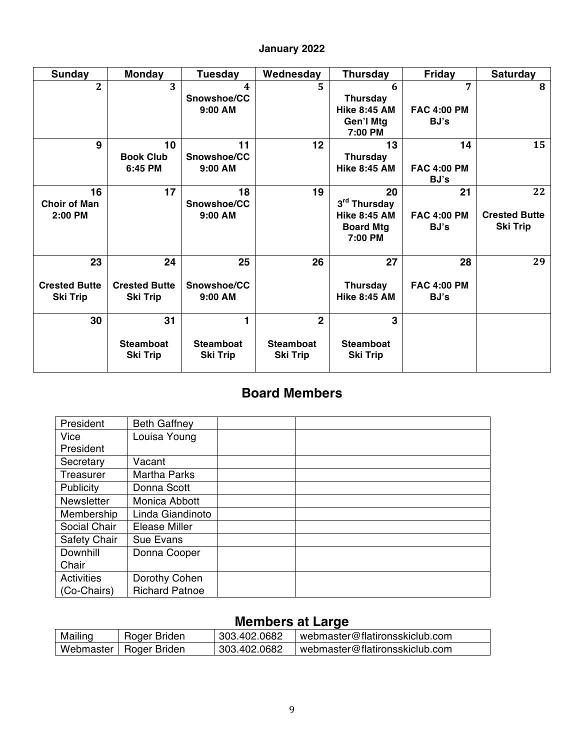**January 2022**

| Sunday | Monday | Tuesday | Wednesday | Thursday | Friday | Saturday |
|---|---|---|---|---|---|---|
| 2 | 3 | 4 Snowshoe/CC 9:00 AM | 5 | 6 Thursday Hike 8:45 AM Gen'l Mtg 7:00 PM | 7 FAC 4:00 PM BJ's | 8 |
| 9 | 10 Book Club 6:45 PM | 11 Snowshoe/CC 9:00 AM | 12 | 13 Thursday Hike 8:45 AM | 14 FAC 4:00 PM BJ's | 15 |
| 16 Choir of Man 2:00 PM | 17 | 18 Snowshoe/CC 9:00 AM | 19 | 20 3rd Thursday Hike 8:45 AM Board Mtg 7:00 PM | 21 FAC 4:00 PM BJ's | 22 Crested Butte Ski Trip |
| 23 Crested Butte Ski Trip | 24 Crested Butte Ski Trip | 25 Snowshoe/CC 9:00 AM | 26 | 27 Thursday Hike 8:45 AM | 28 FAC 4:00 PM BJ's | 29 |
| 30 | 31 Steamboat Ski Trip | 1 Steamboat Ski Trip | 2 Steamboat Ski Trip | 3 Steamboat Ski Trip | | |

## Board Members

| | | | |
|---|---|---|---|
| President | Beth Gaffney | | |
| Vice President | Louisa Young | | |
| Secretary | Vacant | | |
| Treasurer | Martha Parks | | |
| Publicity | Donna Scott | | |
| Newsletter | Monica Abbott | | |
| Membership | Linda Giandinoto | | |
| Social Chair | Elease Miller | | |
| Safety Chair | Sue Evans | | |
| Downhill Chair | Donna Cooper | | |
| Activities (Co-Chairs) | Dorothy Cohen Richard Patnoe | | |

## Members at Large

| | | | |
|---|---|---|---|
| Mailing | Roger Briden | 303.402.0682 | webmaster@flatironsskiclub.com |
| Webmaster | Roger Briden | 303.402.0682 | webmaster@flatironsskiclub.com |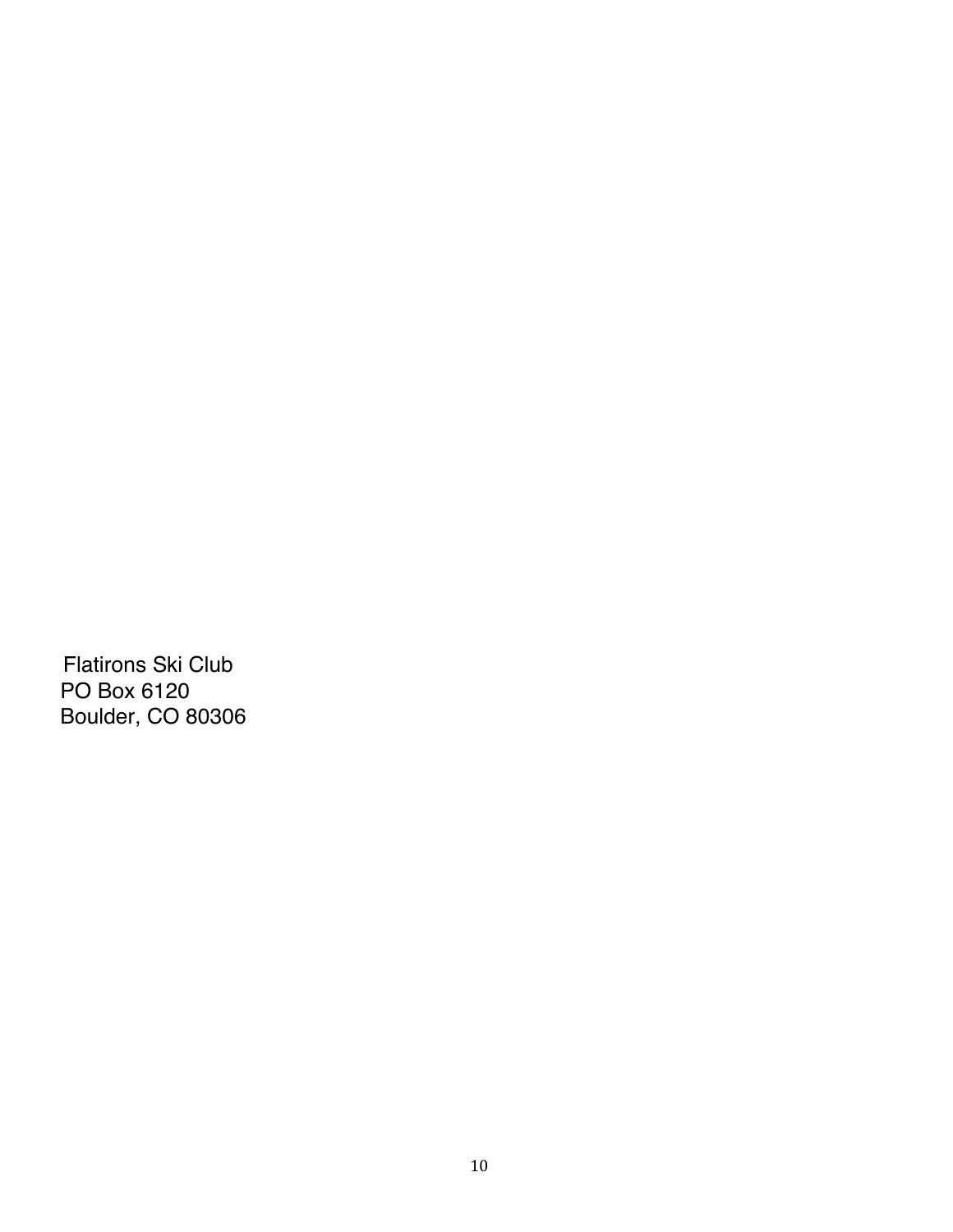Flatirons Ski Club
PO Box 6120
Boulder, CO 80306